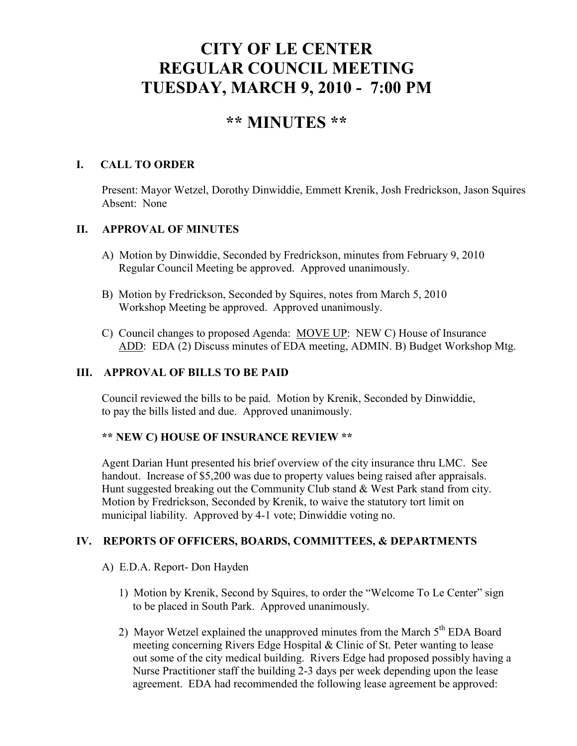# CITY OF LE CENTER
# REGULAR COUNCIL MEETING
# TUESDAY, MARCH 9, 2010 - 7:00 PM

# ** MINUTES **

## I. CALL TO ORDER

Present: Mayor Wetzel, Dorothy Dinwiddie, Emmett Krenik, Josh Fredrickson, Jason Squires
Absent: None

## II. APPROVAL OF MINUTES

A) Motion by Dinwiddie, Seconded by Fredrickson, minutes from February 9, 2010 Regular Council Meeting be approved. Approved unanimously.

B) Motion by Fredrickson, Seconded by Squires, notes from March 5, 2010 Workshop Meeting be approved. Approved unanimously.

C) Council changes to proposed Agenda: <u>MOVE UP</u>: NEW C) House of Insurance
<u>ADD</u>: EDA (2) Discuss minutes of EDA meeting, ADMIN. B) Budget Workshop Mtg.

## III. APPROVAL OF BILLS TO BE PAID

Council reviewed the bills to be paid. Motion by Krenik, Seconded by Dinwiddie, to pay the bills listed and due. Approved unanimously.

**** NEW C) HOUSE OF INSURANCE REVIEW ****

Agent Darian Hunt presented his brief overview of the city insurance thru LMC. See handout. Increase of $5,200 was due to property values being raised after appraisals. Hunt suggested breaking out the Community Club stand & West Park stand from city. Motion by Fredrickson, Seconded by Krenik, to waive the statutory tort limit on municipal liability. Approved by 4-1 vote; Dinwiddie voting no.

## IV. REPORTS OF OFFICERS, BOARDS, COMMITTEES, & DEPARTMENTS

A) E.D.A. Report- Don Hayden

1) Motion by Krenik, Second by Squires, to order the "Welcome To Le Center" sign to be placed in South Park. Approved unanimously.

2) Mayor Wetzel explained the unapproved minutes from the March 5th EDA Board meeting concerning Rivers Edge Hospital & Clinic of St. Peter wanting to lease out some of the city medical building. Rivers Edge had proposed possibly having a Nurse Practitioner staff the building 2-3 days per week depending upon the lease agreement. EDA had recommended the following lease agreement be approved: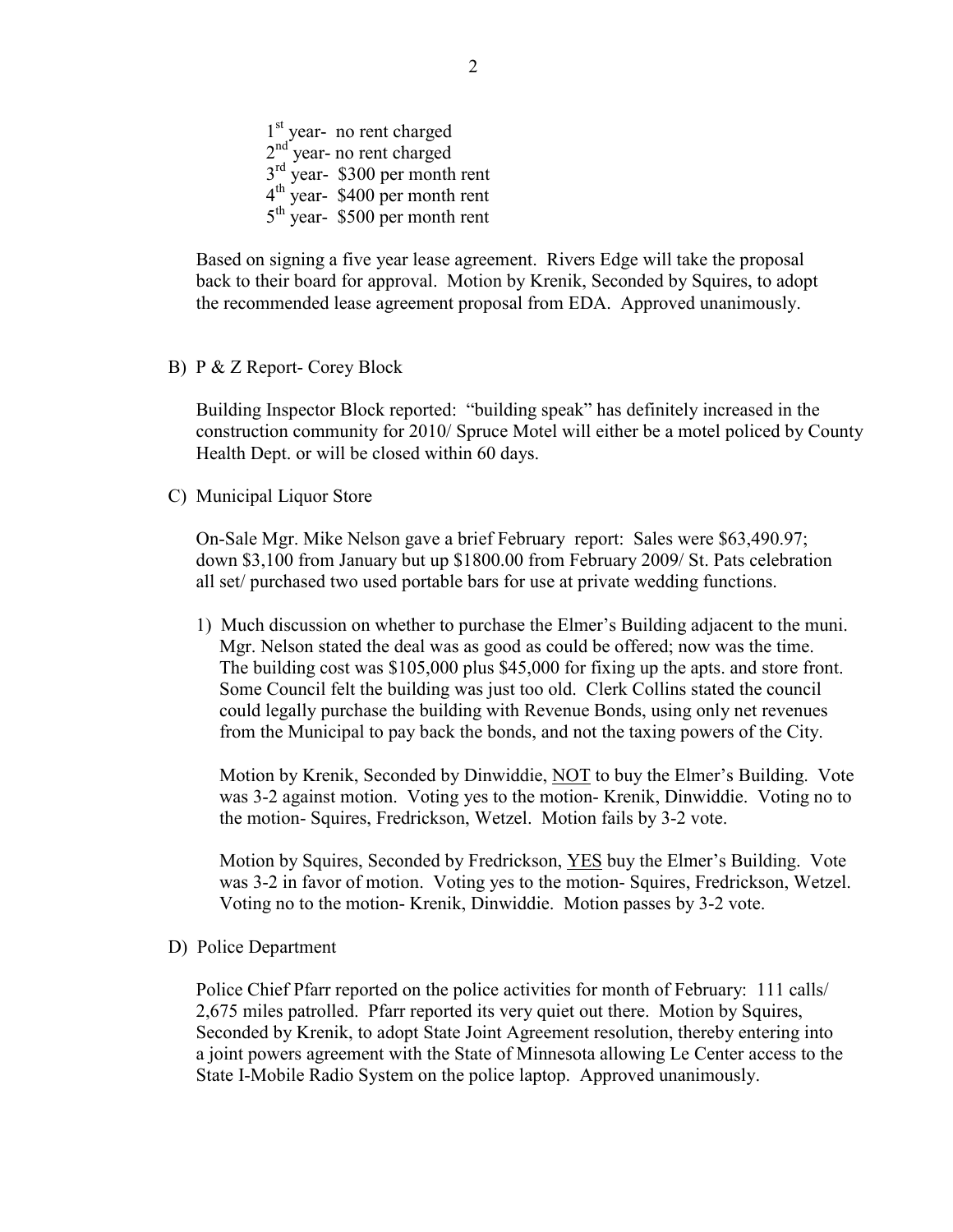1st year- no rent charged
2nd year- no rent charged
3rd year- $300 per month rent
4th year- $400 per month rent
5th year- $500 per month rent

Based on signing a five year lease agreement. Rivers Edge will take the proposal back to their board for approval. Motion by Krenik, Seconded by Squires, to adopt the recommended lease agreement proposal from EDA. Approved unanimously.

B) P & Z Report- Corey Block

Building Inspector Block reported: "building speak" has definitely increased in the construction community for 2010/ Spruce Motel will either be a motel policed by County Health Dept. or will be closed within 60 days.

C) Municipal Liquor Store

On-Sale Mgr. Mike Nelson gave a brief February report: Sales were $63,490.97; down $3,100 from January but up $1800.00 from February 2009/ St. Pats celebration all set/ purchased two used portable bars for use at private wedding functions.

1) Much discussion on whether to purchase the Elmer's Building adjacent to the muni. Mgr. Nelson stated the deal was as good as could be offered; now was the time. The building cost was $105,000 plus $45,000 for fixing up the apts. and store front. Some Council felt the building was just too old. Clerk Collins stated the council could legally purchase the building with Revenue Bonds, using only net revenues from the Municipal to pay back the bonds, and not the taxing powers of the City.

   Motion by Krenik, Seconded by Dinwiddie, <u>NOT</u> to buy the Elmer's Building. Vote was 3-2 against motion. Voting yes to the motion- Krenik, Dinwiddie. Voting no to the motion- Squires, Fredrickson, Wetzel. Motion fails by 3-2 vote.

   Motion by Squires, Seconded by Fredrickson, <u>YES</u> buy the Elmer's Building. Vote was 3-2 in favor of motion. Voting yes to the motion- Squires, Fredrickson, Wetzel. Voting no to the motion- Krenik, Dinwiddie. Motion passes by 3-2 vote.

D) Police Department

Police Chief Pfarr reported on the police activities for month of February: 111 calls/ 2,675 miles patrolled. Pfarr reported its very quiet out there. Motion by Squires, Seconded by Krenik, to adopt State Joint Agreement resolution, thereby entering into a joint powers agreement with the State of Minnesota allowing Le Center access to the State I-Mobile Radio System on the police laptop. Approved unanimously.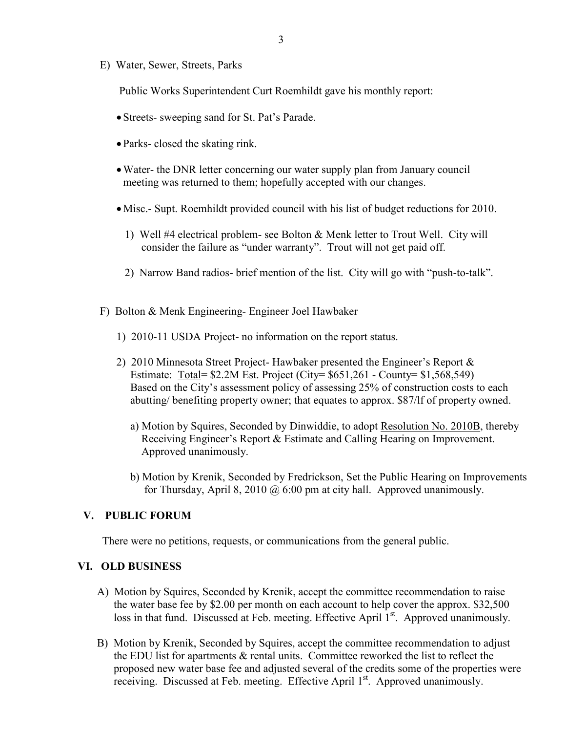E) Water, Sewer, Streets, Parks

Public Works Superintendent Curt Roemhildt gave his monthly report:

- Streets- sweeping sand for St. Pat's Parade.
- Parks- closed the skating rink.
- Water- the DNR letter concerning our water supply plan from January council meeting was returned to them; hopefully accepted with our changes.
- Misc.- Supt. Roemhildt provided council with his list of budget reductions for 2010.

1) Well #4 electrical problem- see Bolton & Menk letter to Trout Well. City will consider the failure as "under warranty". Trout will not get paid off.

2) Narrow Band radios- brief mention of the list. City will go with "push-to-talk".

F) Bolton & Menk Engineering- Engineer Joel Hawbaker

1) 2010-11 USDA Project- no information on the report status.

2) 2010 Minnesota Street Project- Hawbaker presented the Engineer's Report & Estimate: Total= $2.2M Est. Project (City= $651,261 - County= $1,568,549) Based on the City's assessment policy of assessing 25% of construction costs to each abutting/ benefiting property owner; that equates to approx. $87/lf of property owned.

a) Motion by Squires, Seconded by Dinwiddie, to adopt Resolution No. 2010B, thereby Receiving Engineer's Report & Estimate and Calling Hearing on Improvement. Approved unanimously.

b) Motion by Krenik, Seconded by Fredrickson, Set the Public Hearing on Improvements for Thursday, April 8, 2010 @ 6:00 pm at city hall. Approved unanimously.

## V. PUBLIC FORUM

There were no petitions, requests, or communications from the general public.

## VI. OLD BUSINESS

A) Motion by Squires, Seconded by Krenik, accept the committee recommendation to raise the water base fee by $2.00 per month on each account to help cover the approx. $32,500 loss in that fund. Discussed at Feb. meeting. Effective April 1st. Approved unanimously.

B) Motion by Krenik, Seconded by Squires, accept the committee recommendation to adjust the EDU list for apartments & rental units. Committee reworked the list to reflect the proposed new water base fee and adjusted several of the credits some of the properties were receiving. Discussed at Feb. meeting. Effective April 1st. Approved unanimously.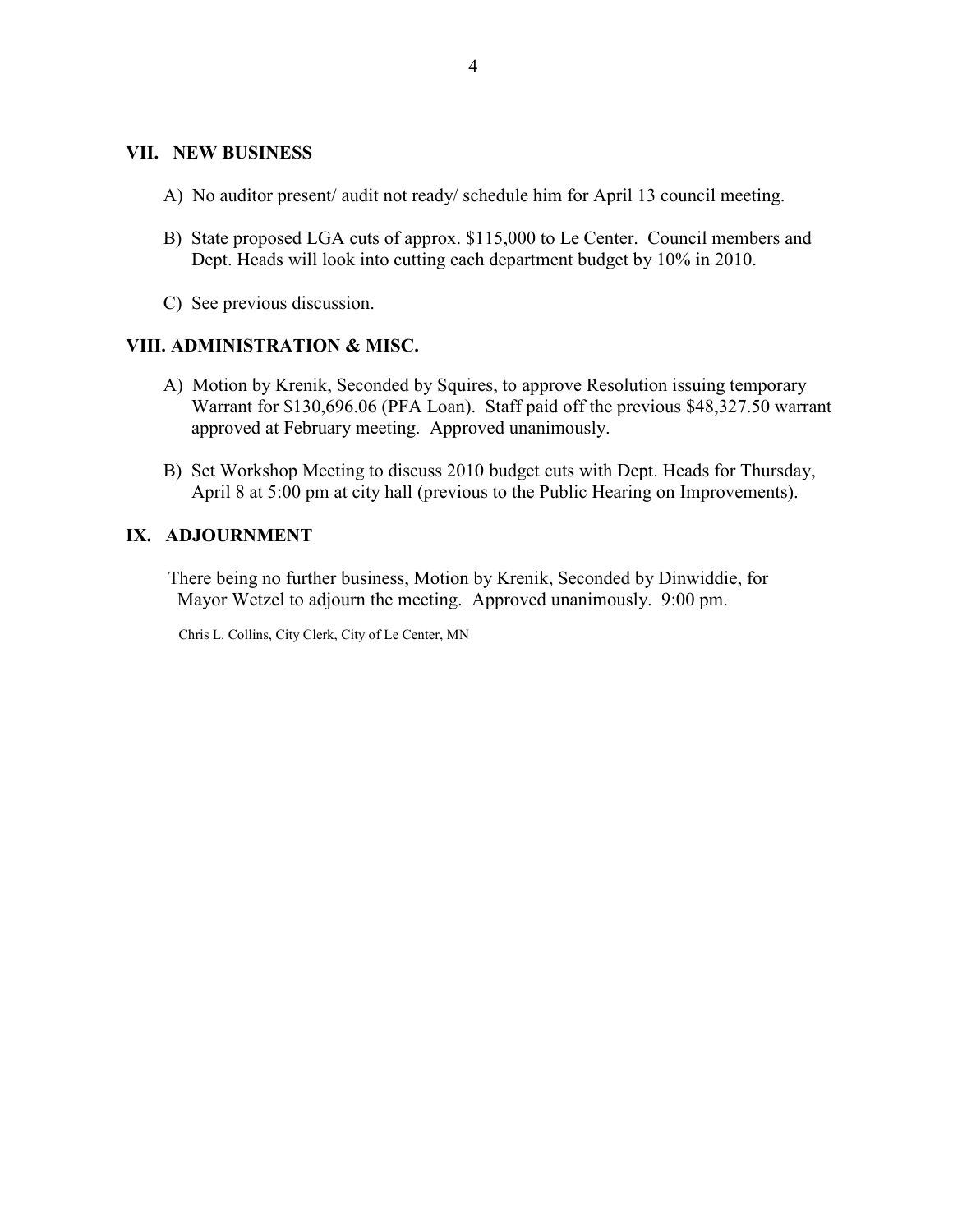## VII. NEW BUSINESS

A) No auditor present/ audit not ready/ schedule him for April 13 council meeting.

B) State proposed LGA cuts of approx. $115,000 to Le Center. Council members and Dept. Heads will look into cutting each department budget by 10% in 2010.

C) See previous discussion.

## VIII. ADMINISTRATION & MISC.

A) Motion by Krenik, Seconded by Squires, to approve Resolution issuing temporary Warrant for $130,696.06 (PFA Loan). Staff paid off the previous $48,327.50 warrant approved at February meeting. Approved unanimously.

B) Set Workshop Meeting to discuss 2010 budget cuts with Dept. Heads for Thursday, April 8 at 5:00 pm at city hall (previous to the Public Hearing on Improvements).

## IX. ADJOURNMENT

There being no further business, Motion by Krenik, Seconded by Dinwiddie, for Mayor Wetzel to adjourn the meeting. Approved unanimously. 9:00 pm.

Chris L. Collins, City Clerk, City of Le Center, MN